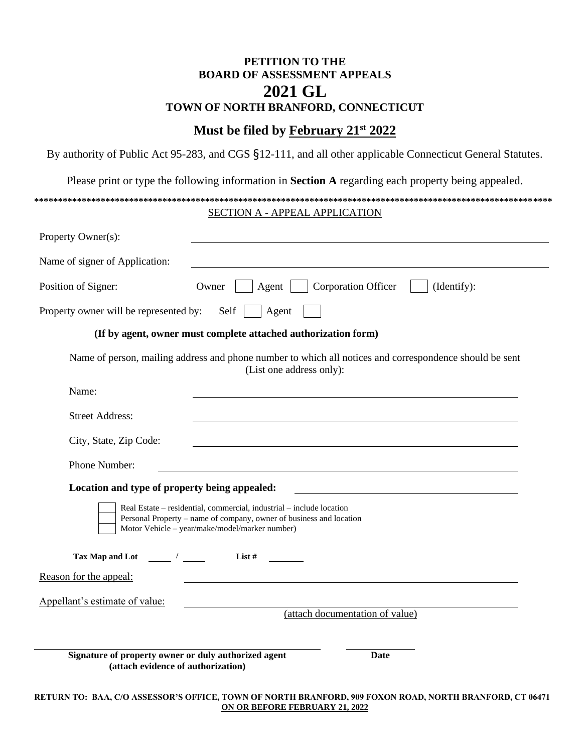# PETITION TO THE BOARD OF ASSESSMENT APPEALS

# 2021 GL

## TOWN OF NORTH BRANFORD, CONNECTICUT

## Must be filed by February 21st 2022

By authority of Public Act 95-283, and CGS §12-111, and all other applicable Connecticut General Statutes.

Please print or type the following information in **Section A** regarding each property being appealed.

***************************************************************************************************************

SECTION A - APPEAL APPLICATION

Property Owner(s): ____________________________________________

Name of signer of Application: ____________________________________________

Position of Signer: Owner ☐ Agent ☐ Corporation Officer ☐ (Identify):

Property owner will be represented by: Self ☐ Agent ☐

**(If by agent, owner must complete attached authorization form)**

Name of person, mailing address and phone number to which all notices and correspondence should be sent (List one address only):

Name: ____________________________________________

Street Address: ____________________________________________

City, State, Zip Code: ____________________________________________

Phone Number: ____________________________________________

**Location and type of property being appealed:** ____________________________

☐ Real Estate – residential, commercial, industrial – include location
☐ Personal Property – name of company, owner of business and location
☐ Motor Vehicle – year/make/model/marker number)

**Tax Map and Lot** ____ / ____ **List #** ______

Reason for the appeal: ____________________________________________

Appellant's estimate of value: ____________________________________________
(attach documentation of value)

____________________________________________ ______________
**Signature of property owner or duly authorized agent** **Date**
**(attach evidence of authorization)**

**RETURN TO: BAA, C/O ASSESSOR'S OFFICE, TOWN OF NORTH BRANFORD, 909 FOXON ROAD, NORTH BRANFORD, CT 06471**
**ON OR BEFORE FEBRUARY 21, 2022**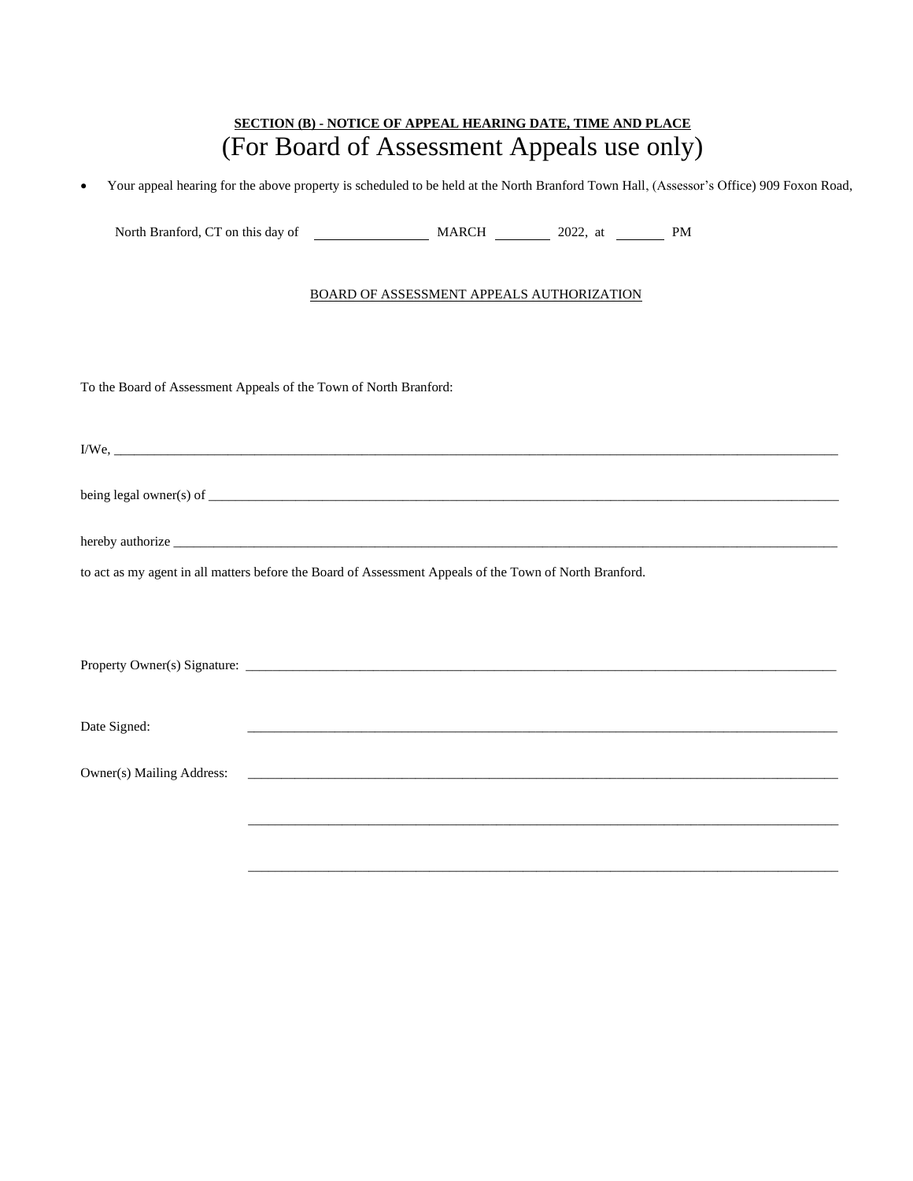**SECTION (B) - NOTICE OF APPEAL HEARING DATE, TIME AND PLACE**

# (For Board of Assessment Appeals use only)

- Your appeal hearing for the above property is scheduled to be held at the North Branford Town Hall, (Assessor's Office) 909 Foxon Road,

North Branford, CT on this day of \_\_\_\_\_\_\_\_\_\_\_\_\_\_\_\_ MARCH \_\_\_\_\_\_\_\_ 2022, at \_\_\_\_\_\_\_ PM

BOARD OF ASSESSMENT APPEALS AUTHORIZATION

To the Board of Assessment Appeals of the Town of North Branford:

I/We, \_\_\_\_\_\_\_\_\_\_\_\_\_\_\_\_\_\_\_\_\_\_\_\_\_\_\_\_\_\_\_\_\_\_\_\_\_\_\_\_\_\_\_\_\_\_\_\_\_\_\_\_\_\_\_\_\_\_\_\_\_\_\_\_\_\_\_\_\_\_\_\_\_\_\_\_\_\_

being legal owner(s) of \_\_\_\_\_\_\_\_\_\_\_\_\_\_\_\_\_\_\_\_\_\_\_\_\_\_\_\_\_\_\_\_\_\_\_\_\_\_\_\_\_\_\_\_\_\_\_\_\_\_\_\_\_\_\_\_\_\_\_\_\_\_\_\_\_\_\_\_\_

hereby authorize \_\_\_\_\_\_\_\_\_\_\_\_\_\_\_\_\_\_\_\_\_\_\_\_\_\_\_\_\_\_\_\_\_\_\_\_\_\_\_\_\_\_\_\_\_\_\_\_\_\_\_\_\_\_\_\_\_\_\_\_\_\_\_\_\_\_\_\_\_\_\_\_

to act as my agent in all matters before the Board of Assessment Appeals of the Town of North Branford.

Property Owner(s) Signature: \_\_\_\_\_\_\_\_\_\_\_\_\_\_\_\_\_\_\_\_\_\_\_\_\_\_\_\_\_\_\_\_\_\_\_\_\_\_\_\_\_\_\_\_\_\_\_\_\_\_\_\_\_\_\_\_\_\_\_\_\_\_

Date Signed: \_\_\_\_\_\_\_\_\_\_\_\_\_\_\_\_\_\_\_\_\_\_\_\_\_\_\_\_\_\_\_\_\_\_\_\_\_\_\_\_\_\_\_\_\_\_\_\_\_\_\_\_\_\_\_\_\_\_\_\_\_\_

Owner(s) Mailing Address: \_\_\_\_\_\_\_\_\_\_\_\_\_\_\_\_\_\_\_\_\_\_\_\_\_\_\_\_\_\_\_\_\_\_\_\_\_\_\_\_\_\_\_\_\_\_\_\_\_\_\_\_\_\_\_\_\_\_\_\_\_\_

\_\_\_\_\_\_\_\_\_\_\_\_\_\_\_\_\_\_\_\_\_\_\_\_\_\_\_\_\_\_\_\_\_\_\_\_\_\_\_\_\_\_\_\_\_\_\_\_\_\_\_\_\_\_\_\_\_\_\_\_\_\_

\_\_\_\_\_\_\_\_\_\_\_\_\_\_\_\_\_\_\_\_\_\_\_\_\_\_\_\_\_\_\_\_\_\_\_\_\_\_\_\_\_\_\_\_\_\_\_\_\_\_\_\_\_\_\_\_\_\_\_\_\_\_